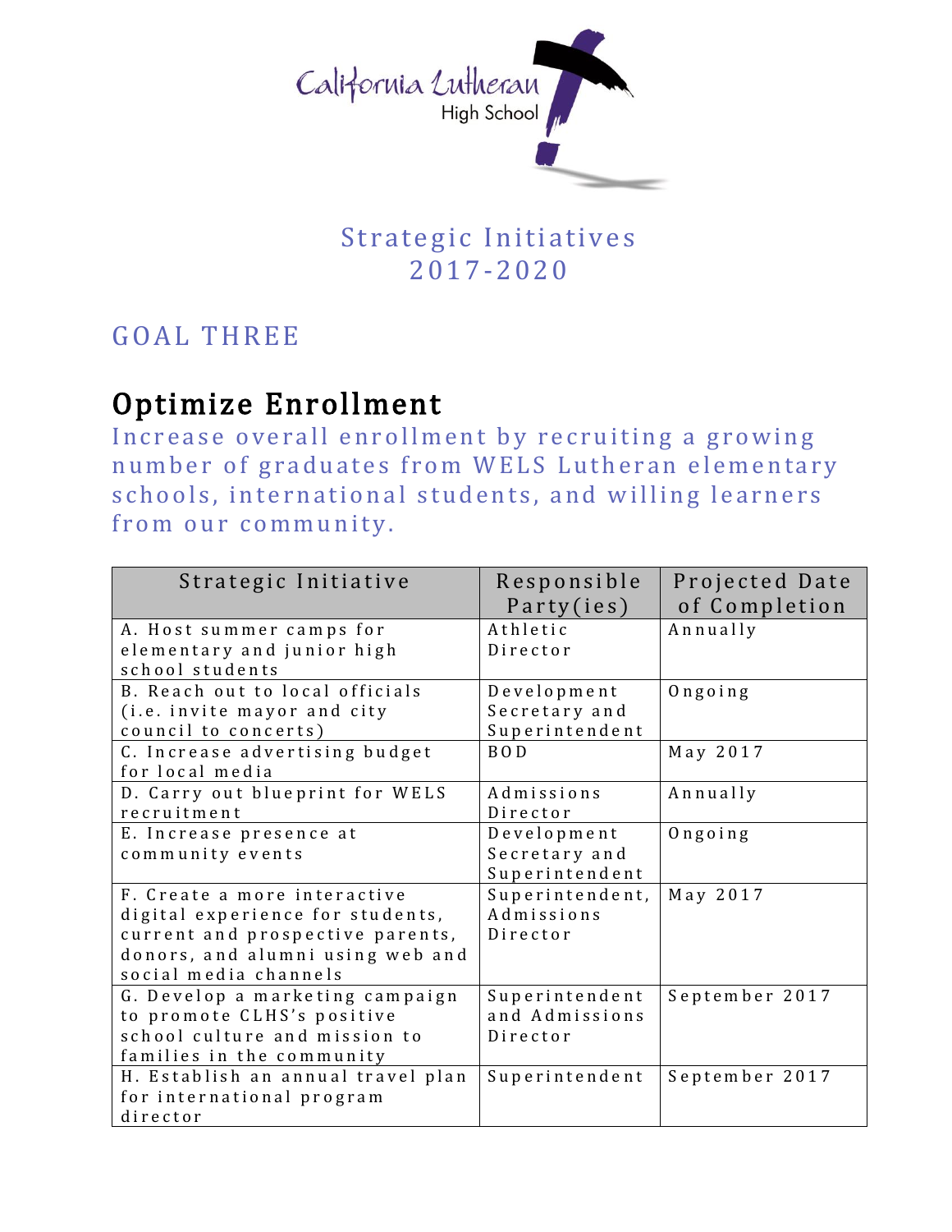California Lutheran High School

# Strategic Initiatives 2017-2020

## GOAL THREE

## Optimize Enrollment

Increase overall enrollment by recruiting a growing number of graduates from WELS Lutheran elementary schools, international students, and willing learners from our community.

| Strategic Initiative | Responsible Party(ies) | Projected Date of Completion |
|---|---|---|
| A. Host summer camps for elementary and junior high school students | Athletic Director | Annually |
| B. Reach out to local officials (i.e. invite mayor and city council to concerts) | Development Secretary and Superintendent | Ongoing |
| C. Increase advertising budget for local media | BOD | May 2017 |
| D. Carry out blueprint for WELS recruitment | Admissions Director | Annually |
| E. Increase presence at community events | Development Secretary and Superintendent | Ongoing |
| F. Create a more interactive digital experience for students, current and prospective parents, donors, and alumni using web and social media channels | Superintendent, Admissions Director | May 2017 |
| G. Develop a marketing campaign to promote CLHS's positive school culture and mission to families in the community | Superintendent and Admissions Director | September 2017 |
| H. Establish an annual travel plan for international program director | Superintendent | September 2017 |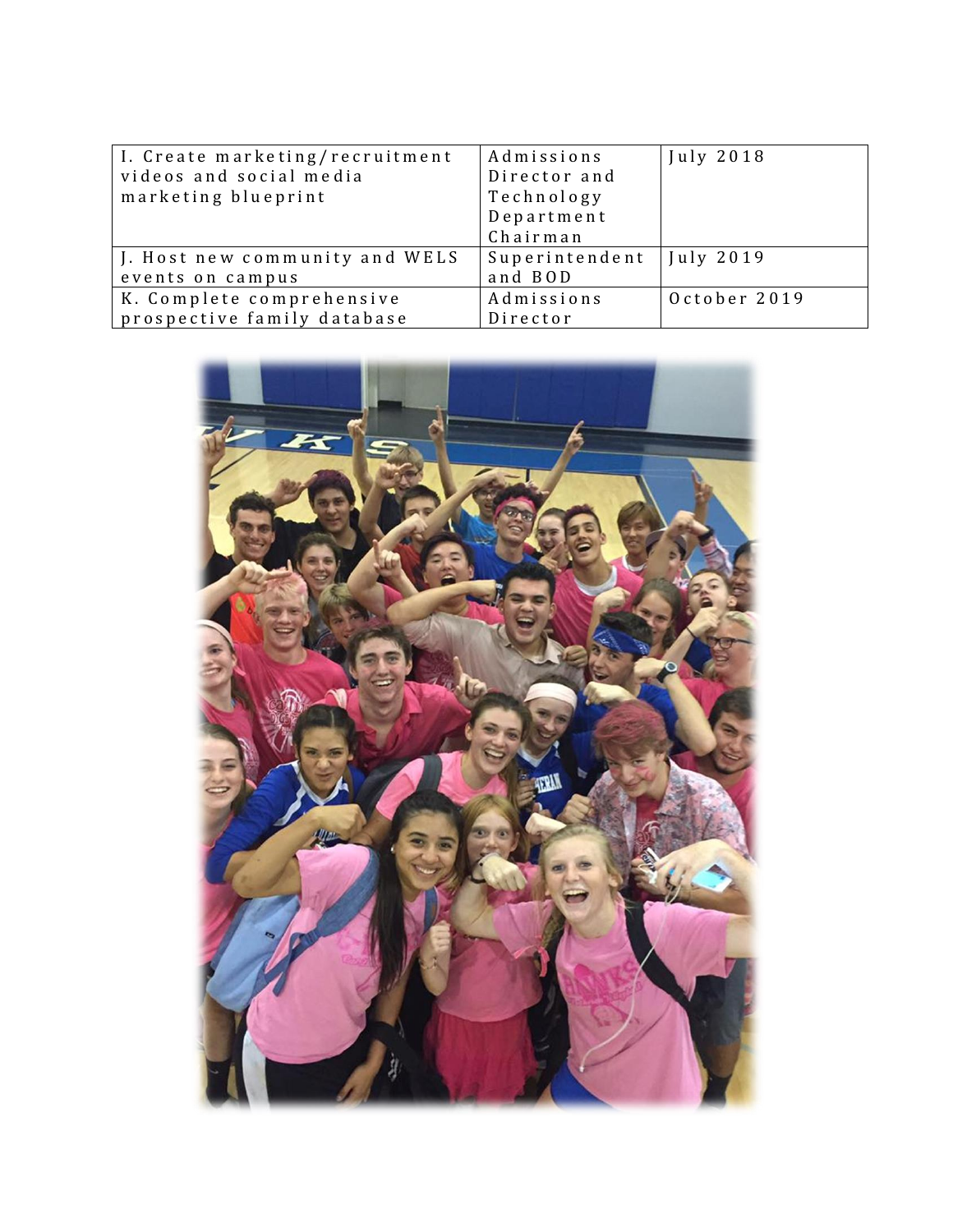| I. Create marketing/recruitment videos and social media marketing blueprint | Admissions Director and Technology Department Chairman | July 2018 |
|---|---|---|
| J. Host new community and WELS events on campus | Superintendent and BOD | July 2019 |
| K. Complete comprehensive prospective family database | Admissions Director | October 2019 |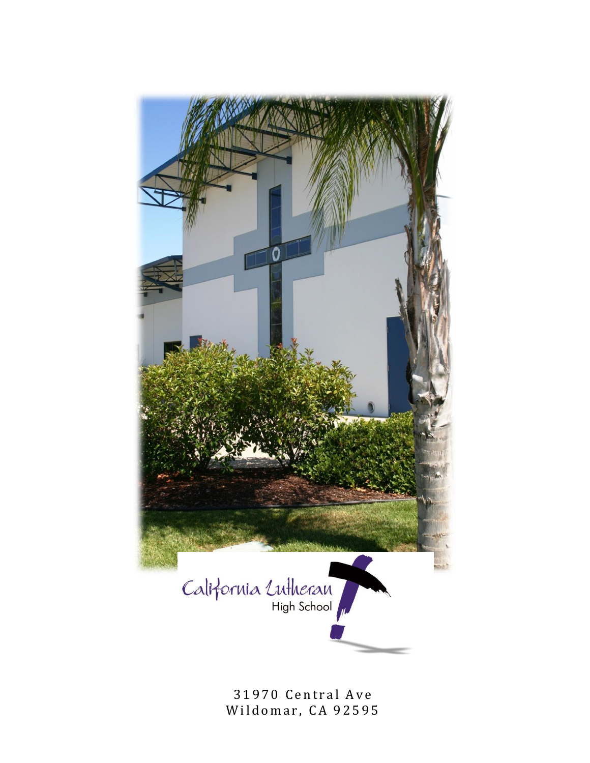California Lutheran High School

31970 Central Ave
Wildomar, CA 92595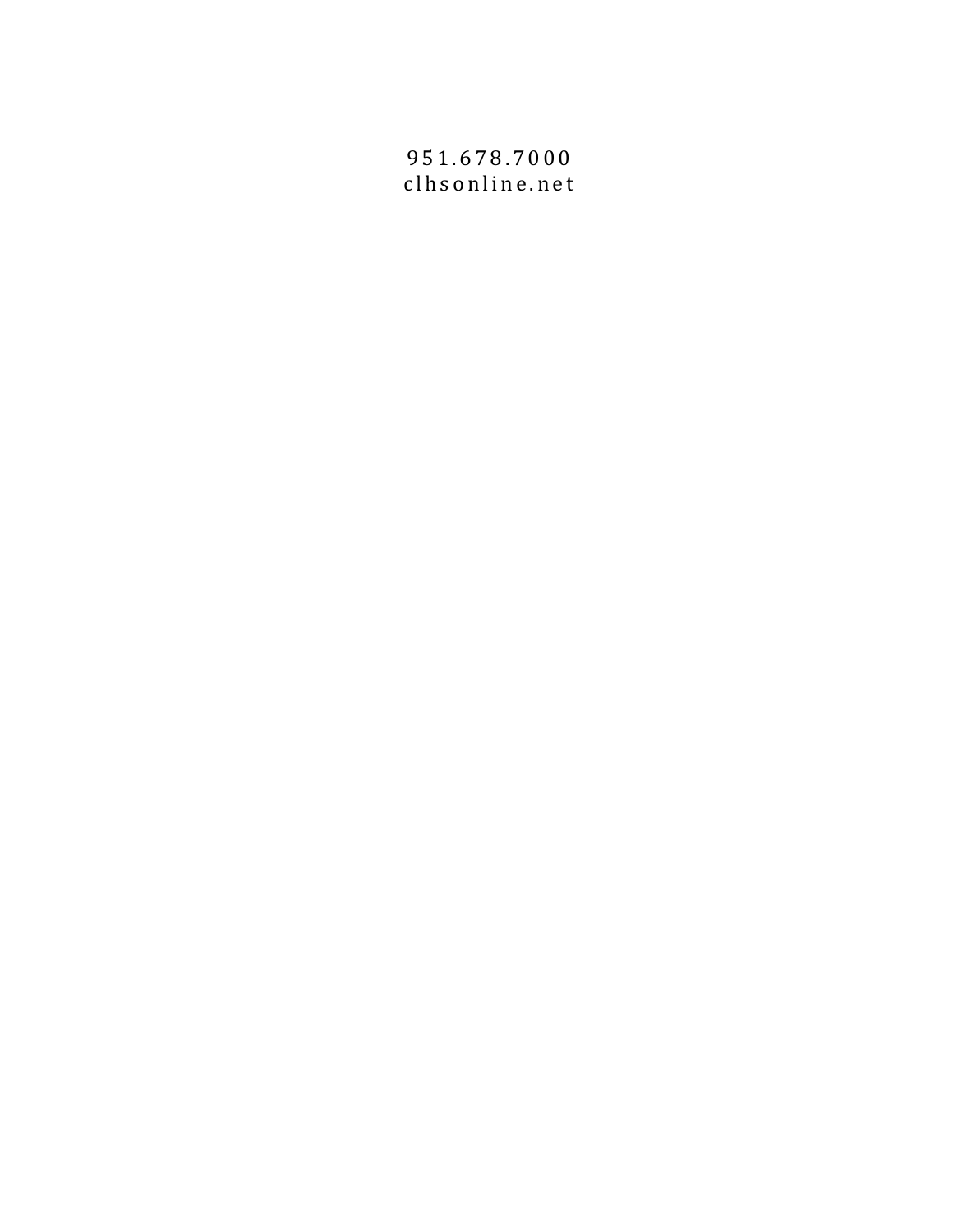951.678.7000
clhsonline.net